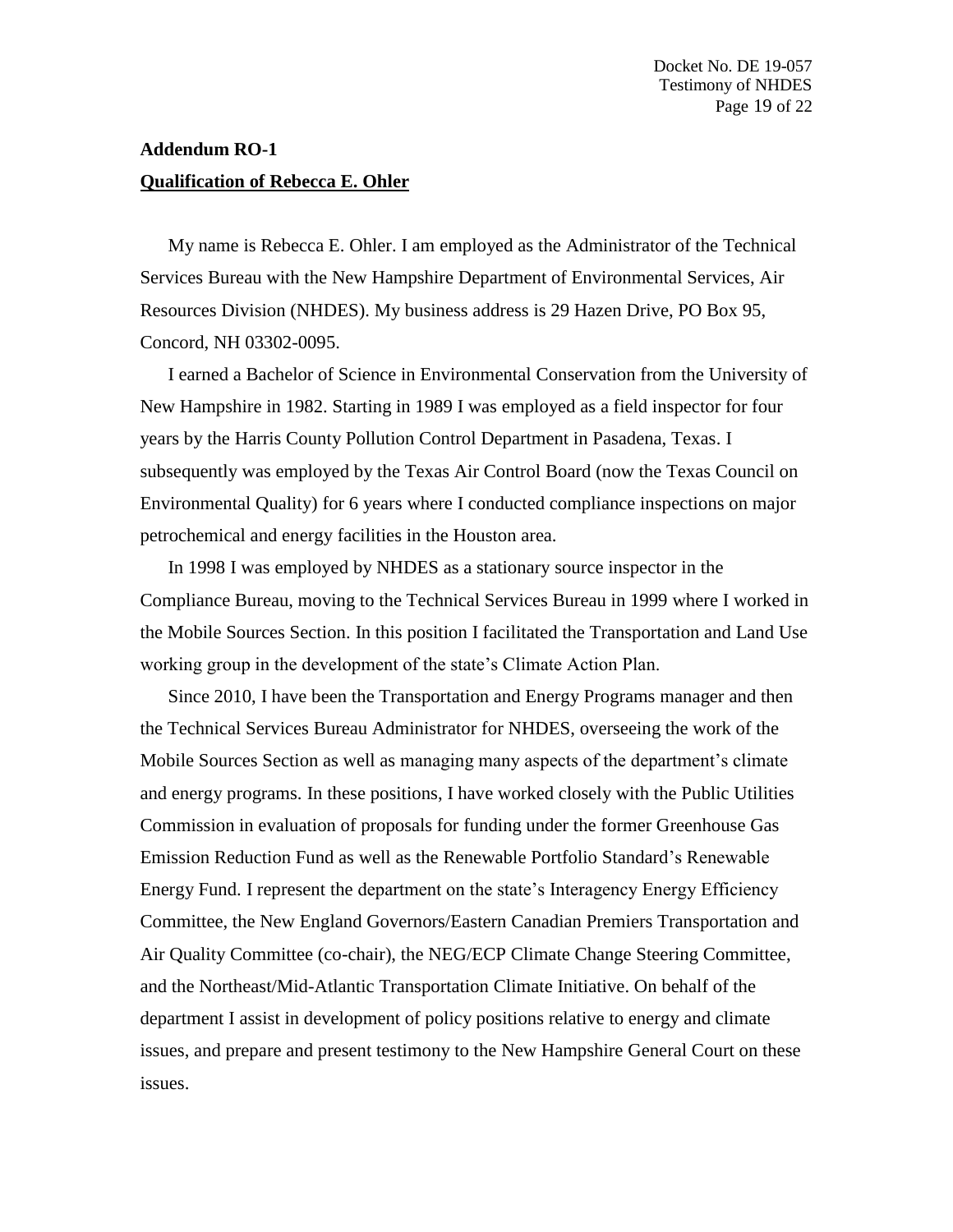## Addendum RO-1

### Qualification of Rebecca E. Ohler

My name is Rebecca E. Ohler. I am employed as the Administrator of the Technical Services Bureau with the New Hampshire Department of Environmental Services, Air Resources Division (NHDES). My business address is 29 Hazen Drive, PO Box 95, Concord, NH 03302-0095.

I earned a Bachelor of Science in Environmental Conservation from the University of New Hampshire in 1982. Starting in 1989 I was employed as a field inspector for four years by the Harris County Pollution Control Department in Pasadena, Texas. I subsequently was employed by the Texas Air Control Board (now the Texas Council on Environmental Quality) for 6 years where I conducted compliance inspections on major petrochemical and energy facilities in the Houston area.

In 1998 I was employed by NHDES as a stationary source inspector in the Compliance Bureau, moving to the Technical Services Bureau in 1999 where I worked in the Mobile Sources Section. In this position I facilitated the Transportation and Land Use working group in the development of the state's Climate Action Plan.

Since 2010, I have been the Transportation and Energy Programs manager and then the Technical Services Bureau Administrator for NHDES, overseeing the work of the Mobile Sources Section as well as managing many aspects of the department's climate and energy programs. In these positions, I have worked closely with the Public Utilities Commission in evaluation of proposals for funding under the former Greenhouse Gas Emission Reduction Fund as well as the Renewable Portfolio Standard's Renewable Energy Fund. I represent the department on the state's Interagency Energy Efficiency Committee, the New England Governors/Eastern Canadian Premiers Transportation and Air Quality Committee (co-chair), the NEG/ECP Climate Change Steering Committee, and the Northeast/Mid-Atlantic Transportation Climate Initiative. On behalf of the department I assist in development of policy positions relative to energy and climate issues, and prepare and present testimony to the New Hampshire General Court on these issues.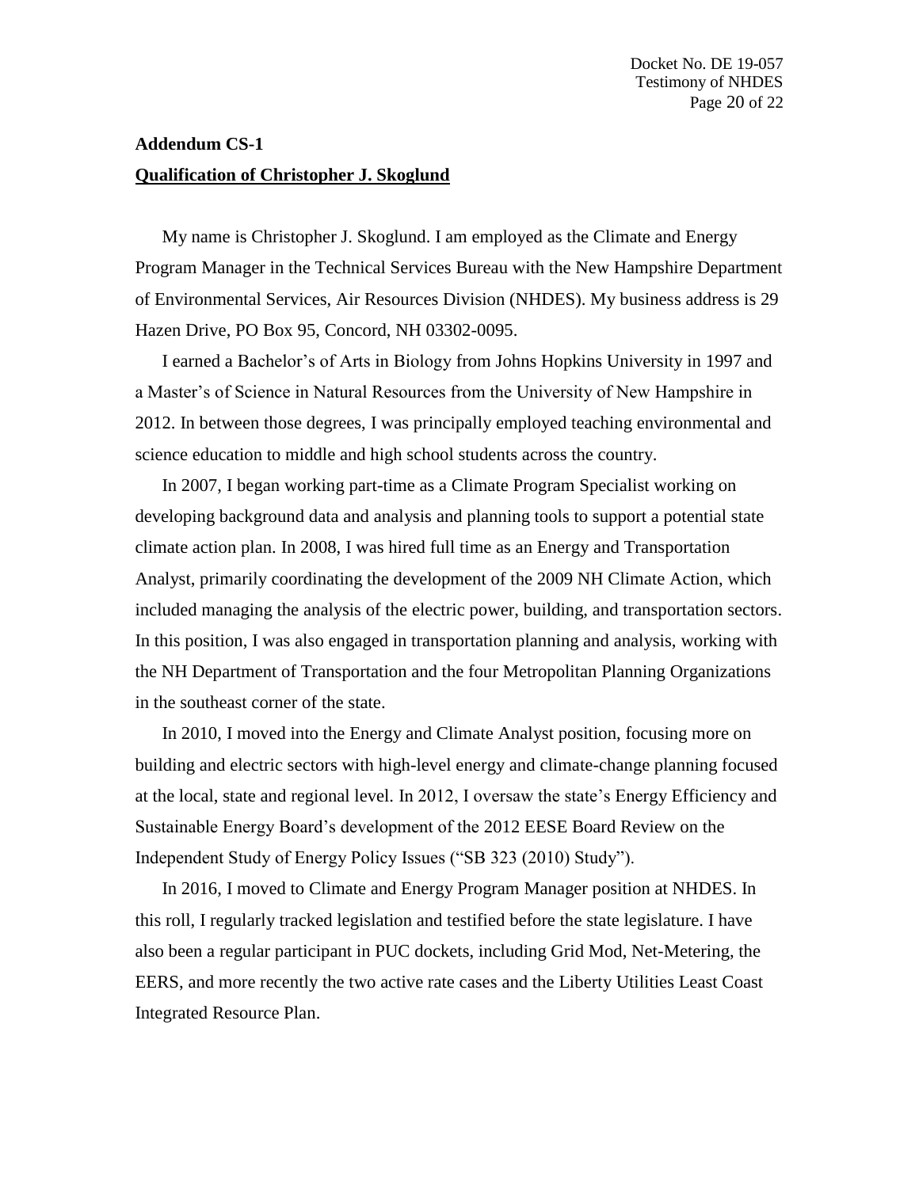**Addendum CS-1**

**Qualification of Christopher J. Skoglund**

My name is Christopher J. Skoglund. I am employed as the Climate and Energy Program Manager in the Technical Services Bureau with the New Hampshire Department of Environmental Services, Air Resources Division (NHDES). My business address is 29 Hazen Drive, PO Box 95, Concord, NH 03302-0095.

I earned a Bachelor's of Arts in Biology from Johns Hopkins University in 1997 and a Master's of Science in Natural Resources from the University of New Hampshire in 2012. In between those degrees, I was principally employed teaching environmental and science education to middle and high school students across the country.

In 2007, I began working part-time as a Climate Program Specialist working on developing background data and analysis and planning tools to support a potential state climate action plan. In 2008, I was hired full time as an Energy and Transportation Analyst, primarily coordinating the development of the 2009 NH Climate Action, which included managing the analysis of the electric power, building, and transportation sectors. In this position, I was also engaged in transportation planning and analysis, working with the NH Department of Transportation and the four Metropolitan Planning Organizations in the southeast corner of the state.

In 2010, I moved into the Energy and Climate Analyst position, focusing more on building and electric sectors with high-level energy and climate-change planning focused at the local, state and regional level. In 2012, I oversaw the state's Energy Efficiency and Sustainable Energy Board's development of the 2012 EESE Board Review on the Independent Study of Energy Policy Issues ("SB 323 (2010) Study").

In 2016, I moved to Climate and Energy Program Manager position at NHDES. In this roll, I regularly tracked legislation and testified before the state legislature. I have also been a regular participant in PUC dockets, including Grid Mod, Net-Metering, the EERS, and more recently the two active rate cases and the Liberty Utilities Least Coast Integrated Resource Plan.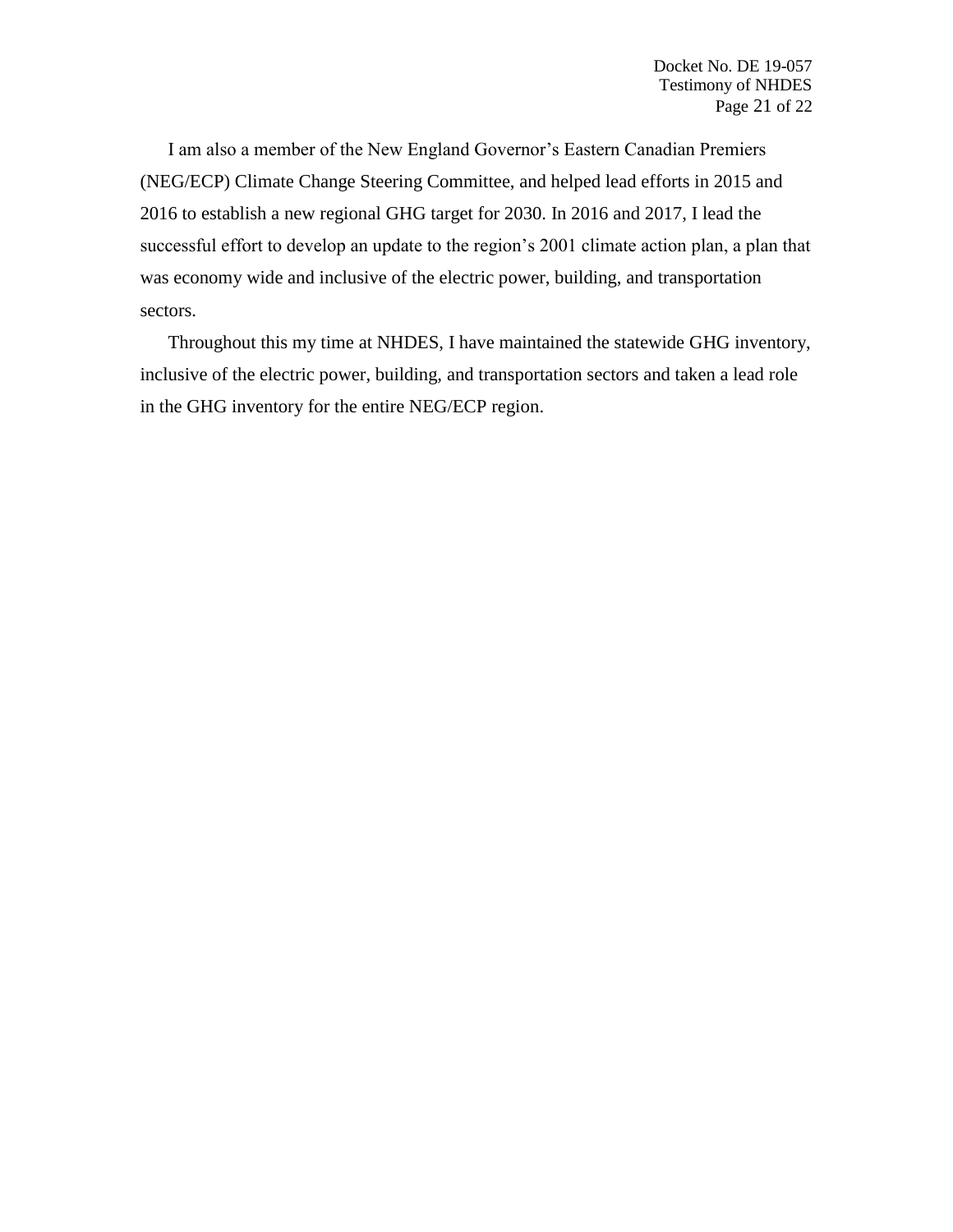I am also a member of the New England Governor's Eastern Canadian Premiers (NEG/ECP) Climate Change Steering Committee, and helped lead efforts in 2015 and 2016 to establish a new regional GHG target for 2030. In 2016 and 2017, I lead the successful effort to develop an update to the region's 2001 climate action plan, a plan that was economy wide and inclusive of the electric power, building, and transportation sectors.

Throughout this my time at NHDES, I have maintained the statewide GHG inventory, inclusive of the electric power, building, and transportation sectors and taken a lead role in the GHG inventory for the entire NEG/ECP region.